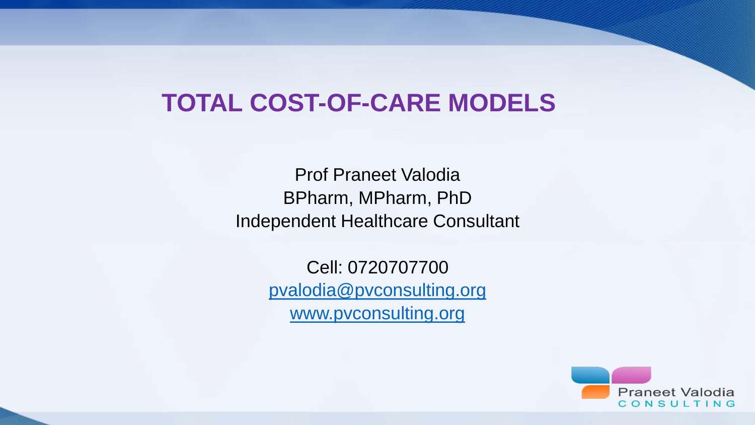# TOTAL COST-OF-CARE MODELS

Prof Praneet Valodia
BPharm, MPharm, PhD
Independent Healthcare Consultant

Cell: 0720707700
[pvalodia@pvconsulting.org](mailto:pvalodia@pvconsulting.org)
[www.pvconsulting.org](http://www.pvconsulting.org)

Praneet Valodia
CONSULTING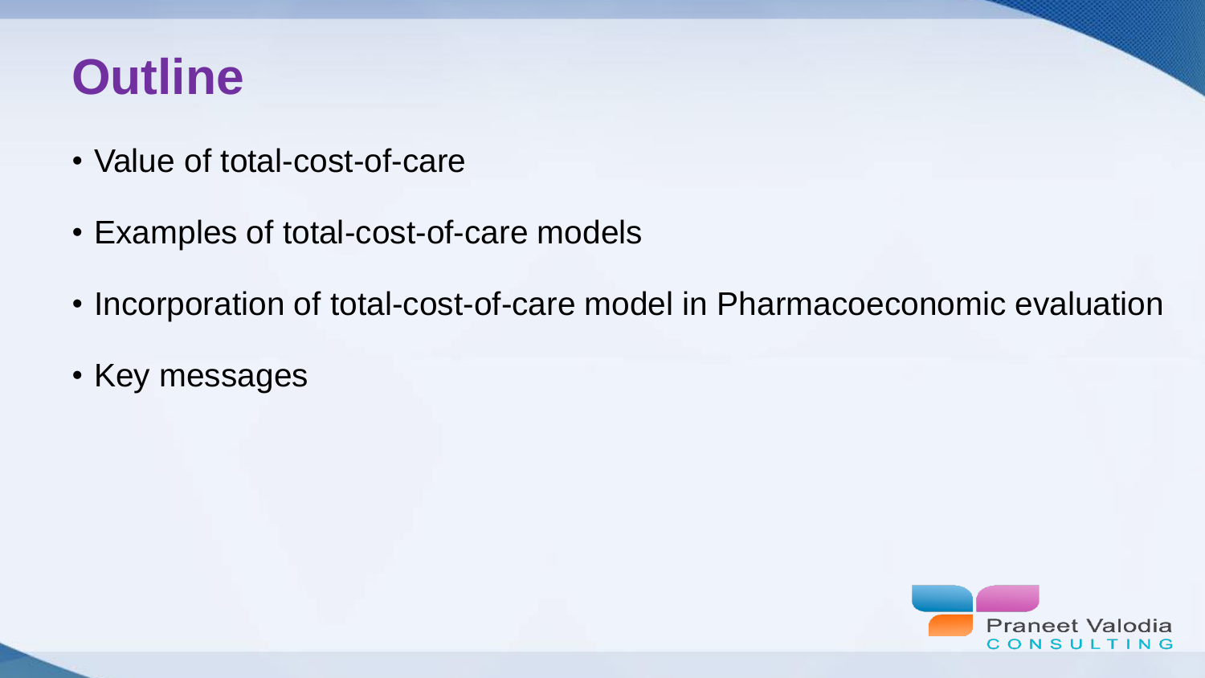# Outline

- Value of total-cost-of-care
- Examples of total-cost-of-care models
- Incorporation of total-cost-of-care model in Pharmacoeconomic evaluation
- Key messages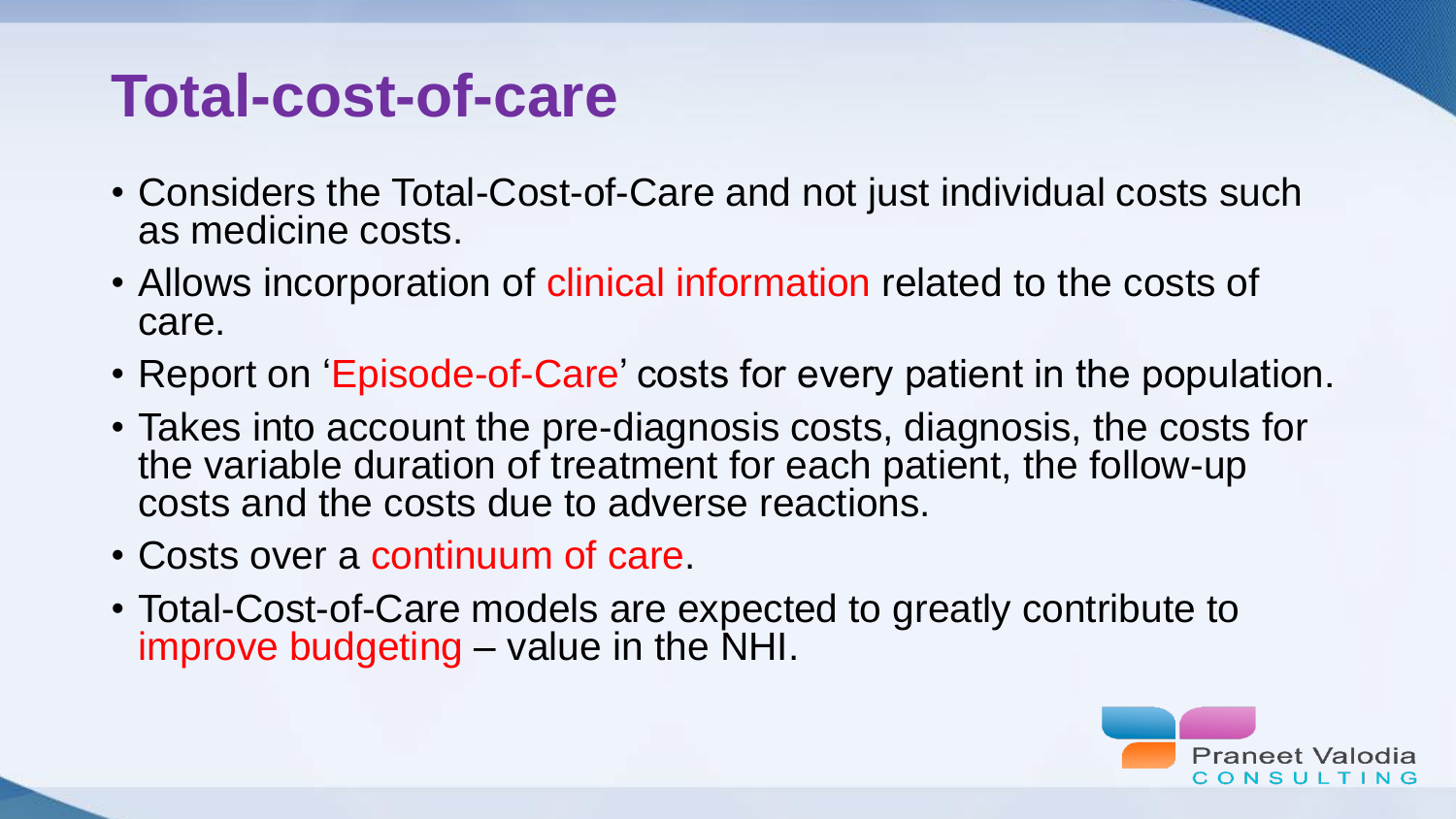# Total-cost-of-care

- Considers the Total-Cost-of-Care and not just individual costs such as medicine costs.
- Allows incorporation of clinical information related to the costs of care.
- Report on 'Episode-of-Care' costs for every patient in the population.
- Takes into account the pre-diagnosis costs, diagnosis, the costs for the variable duration of treatment for each patient, the follow-up costs and the costs due to adverse reactions.
- Costs over a continuum of care.
- Total-Cost-of-Care models are expected to greatly contribute to improve budgeting – value in the NHI.

Praneet Valodia CONSULTING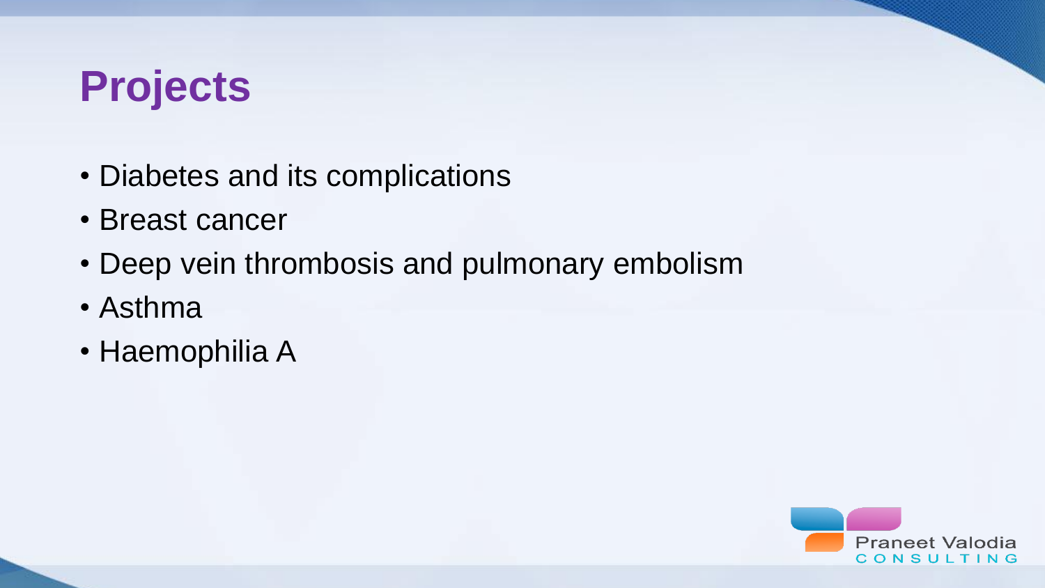# Projects

- Diabetes and its complications
- Breast cancer
- Deep vein thrombosis and pulmonary embolism
- Asthma
- Haemophilia A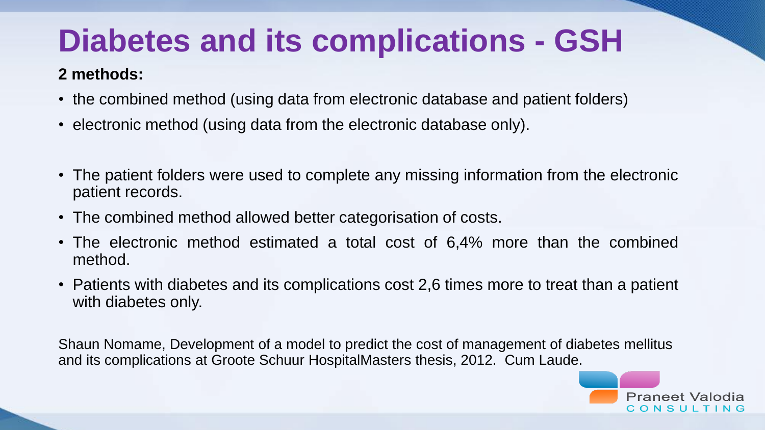# Diabetes and its complications - GSH

**2 methods:**

- the combined method (using data from electronic database and patient folders)
- electronic method (using data from the electronic database only).

- The patient folders were used to complete any missing information from the electronic patient records.
- The combined method allowed better categorisation of costs.
- The electronic method estimated a total cost of 6,4% more than the combined method.
- Patients with diabetes and its complications cost 2,6 times more to treat than a patient with diabetes only.

Shaun Nomame, Development of a model to predict the cost of management of diabetes mellitus and its complications at Groote Schuur HospitalMasters thesis, 2012. Cum Laude.

Praneet Valodia CONSULTING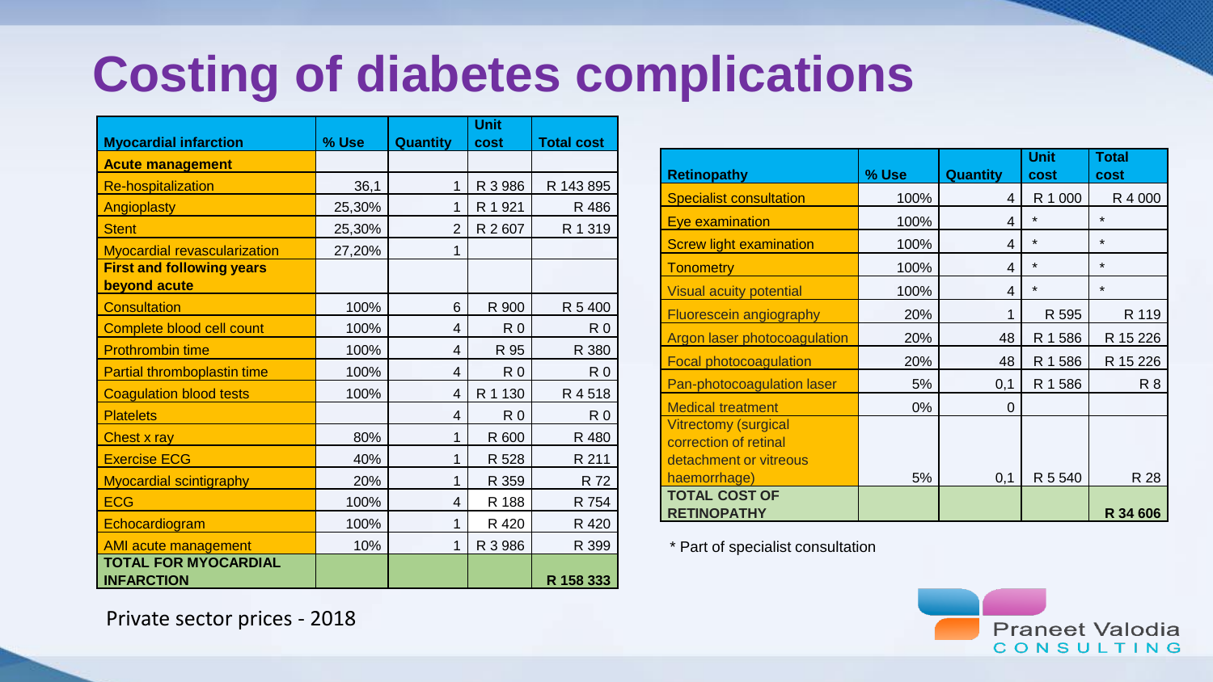# Costing of diabetes complications

| Myocardial infarction | % Use | Quantity | Unit cost | Total cost |
|---|---|---|---|---|
| **Acute management** | | | | |
| Re-hospitalization | 36,1 | 1 | R 3 986 | R 143 895 |
| Angioplasty | 25,30% | 1 | R 1 921 | R 486 |
| Stent | 25,30% | 2 | R 2 607 | R 1 319 |
| Myocardial revascularization | 27,20% | 1 | | |
| **First and following years beyond acute** | | | | |
| Consultation | 100% | 6 | R 900 | R 5 400 |
| Complete blood cell count | 100% | 4 | R 0 | R 0 |
| Prothrombin time | 100% | 4 | R 95 | R 380 |
| Partial thromboplastin time | 100% | 4 | R 0 | R 0 |
| Coagulation blood tests | 100% | 4 | R 1 130 | R 4 518 |
| Platelets | | 4 | R 0 | R 0 |
| Chest x ray | 80% | 1 | R 600 | R 480 |
| Exercise ECG | 40% | 1 | R 528 | R 211 |
| Myocardial scintigraphy | 20% | 1 | R 359 | R 72 |
| ECG | 100% | 4 | R 188 | R 754 |
| Echocardiogram | 100% | 1 | R 420 | R 420 |
| AMI acute management | 10% | 1 | R 3 986 | R 399 |
| **TOTAL FOR MYOCARDIAL INFARCTION** | | | | **R 158 333** |

| Retinopathy | % Use | Quantity | Unit cost | Total cost |
|---|---|---|---|---|
| Specialist consultation | 100% | 4 | R 1 000 | R 4 000 |
| Eye examination | 100% | 4 | * | * |
| Screw light examination | 100% | 4 | * | * |
| Tonometry | 100% | 4 | * | * |
| Visual acuity potential | 100% | 4 | * | * |
| Fluorescein angiography | 20% | 1 | R 595 | R 119 |
| Argon laser photocoagulation | 20% | 48 | R 1 586 | R 15 226 |
| Focal photocoagulation | 20% | 48 | R 1 586 | R 15 226 |
| Pan-photocoagulation laser | 5% | 0,1 | R 1 586 | R 8 |
| Medical treatment | 0% | 0 | | |
| Vitrectomy (surgical correction of retinal detachment or vitreous haemorrhage) | 5% | 0,1 | R 5 540 | R 28 |
| **TOTAL COST OF RETINOPATHY** | | | | **R 34 606** |

* Part of specialist consultation

Private sector prices - 2018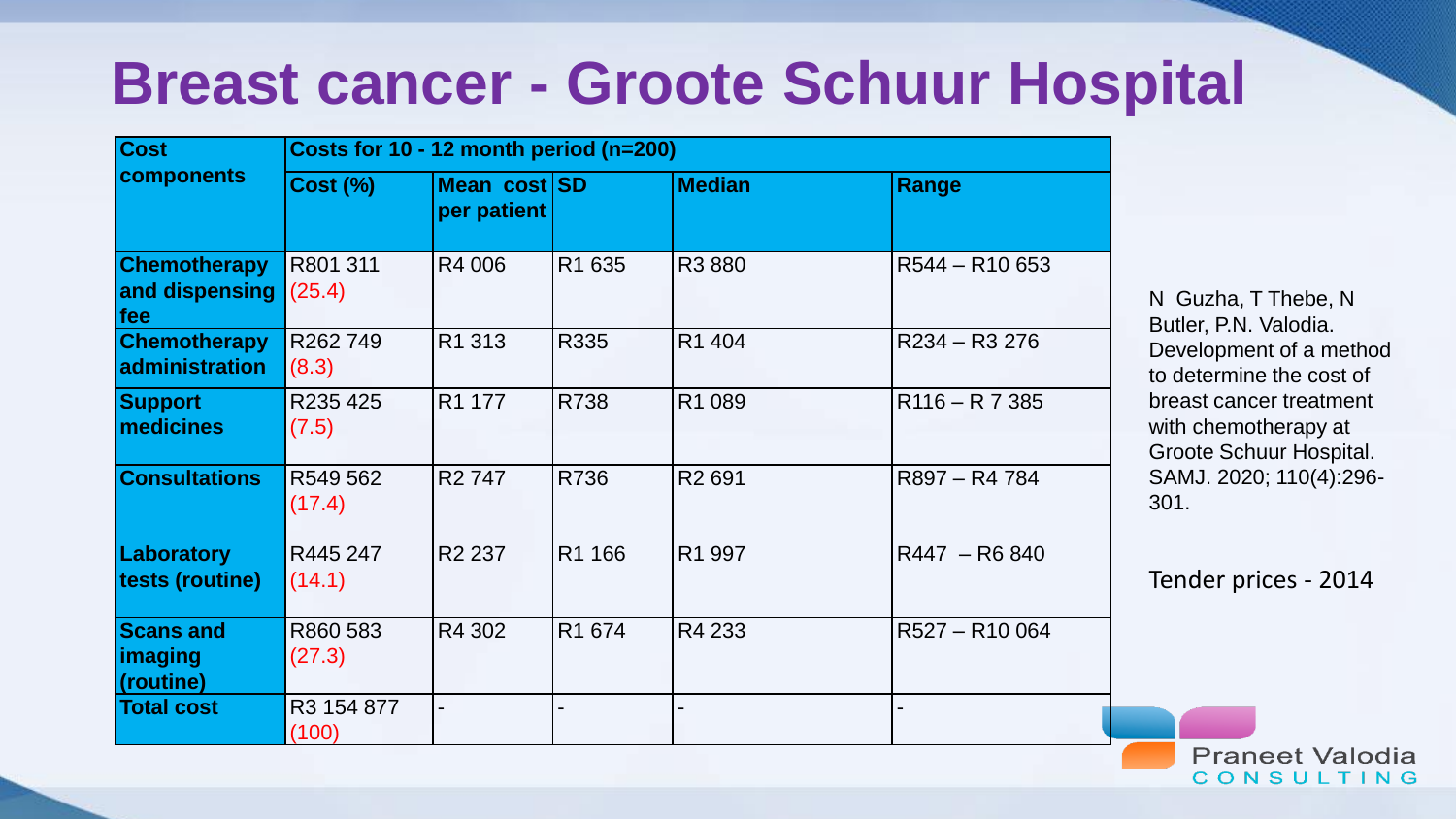# Breast cancer - Groote Schuur Hospital

| Cost components | Costs for 10 - 12 month period (n=200) | | | | |
|---|---|---|---|---|---|
| | **Cost (%)** | **Mean cost per patient** | **SD** | **Median** | **Range** |
| **Chemotherapy and dispensing fee** | R801 311 (25.4) | R4 006 | R1 635 | R3 880 | R544 – R10 653 |
| **Chemotherapy administration** | R262 749 (8.3) | R1 313 | R335 | R1 404 | R234 – R3 276 |
| **Support medicines** | R235 425 (7.5) | R1 177 | R738 | R1 089 | R116 – R 7 385 |
| **Consultations** | R549 562 (17.4) | R2 747 | R736 | R2 691 | R897 – R4 784 |
| **Laboratory tests (routine)** | R445 247 (14.1) | R2 237 | R1 166 | R1 997 | R447 – R6 840 |
| **Scans and imaging (routine)** | R860 583 (27.3) | R4 302 | R1 674 | R4 233 | R527 – R10 064 |
| **Total cost** | R3 154 877 (100) | - | - | - | - |

N Guzha, T Thebe, N Butler, P.N. Valodia. Development of a method to determine the cost of breast cancer treatment with chemotherapy at Groote Schuur Hospital. SAMJ. 2020; 110(4):296-301.

Tender prices - 2014

Praneet Valodia CONSULTING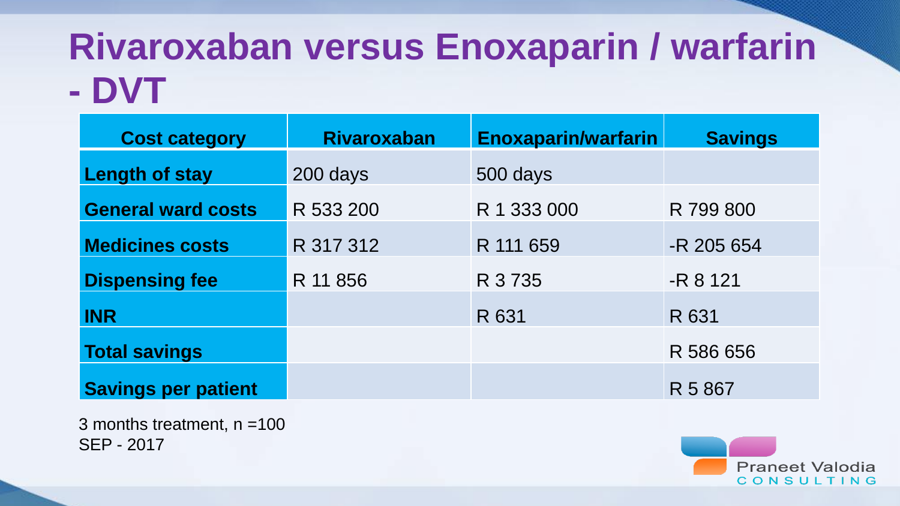# Rivaroxaban versus Enoxaparin / warfarin - DVT

| Cost category | Rivaroxaban | Enoxaparin/warfarin | Savings |
|---|---|---|---|
| **Length of stay** | 200 days | 500 days | |
| **General ward costs** | R 533 200 | R 1 333 000 | R 799 800 |
| **Medicines costs** | R 317 312 | R 111 659 | -R 205 654 |
| **Dispensing fee** | R 11 856 | R 3 735 | -R 8 121 |
| **INR** | | R 631 | R 631 |
| **Total savings** | | | R 586 656 |
| **Savings per patient** | | | R 5 867 |

3 months treatment, n =100
SEP - 2017

Praneet Valodia CONSULTING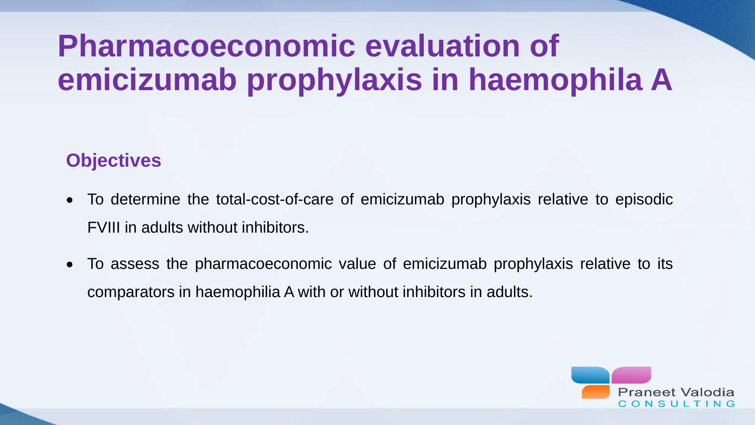# Pharmacoeconomic evaluation of emicizumab prophylaxis in haemophila A

## Objectives

- To determine the total-cost-of-care of emicizumab prophylaxis relative to episodic FVIII in adults without inhibitors.
- To assess the pharmacoeconomic value of emicizumab prophylaxis relative to its comparators in haemophilia A with or without inhibitors in adults.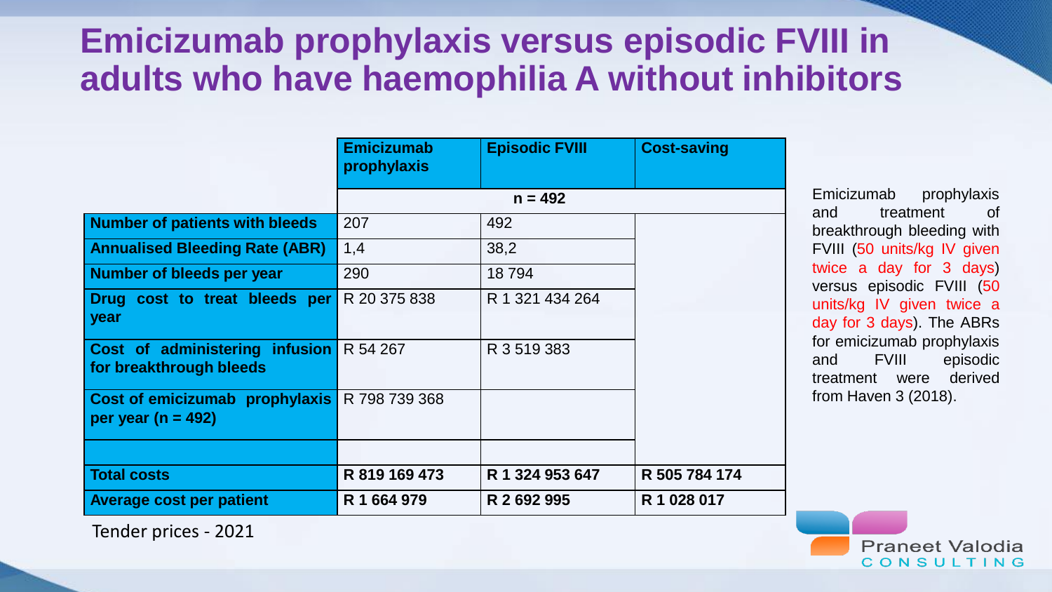# Emicizumab prophylaxis versus episodic FVIII in adults who have haemophilia A without inhibitors

| | Emicizumab prophylaxis | Episodic FVIII | Cost-saving |
|---|---|---|---|
| | n = 492 | | |
| Number of patients with bleeds | 207 | 492 | |
| Annualised Bleeding Rate (ABR) | 1,4 | 38,2 | |
| Number of bleeds per year | 290 | 18 794 | |
| Drug cost to treat bleeds per year | R 20 375 838 | R 1 321 434 264 | |
| Cost of administering infusion for breakthrough bleeds | R 54 267 | R 3 519 383 | |
| Cost of emicizumab prophylaxis per year (n = 492) | R 798 739 368 | | |
| | | | |
| **Total costs** | **R 819 169 473** | **R 1 324 953 647** | **R 505 784 174** |
| **Average cost per patient** | **R 1 664 979** | **R 2 692 995** | **R 1 028 017** |

Tender prices - 2021

Emicizumab prophylaxis and treatment of breakthrough bleeding with FVIII (50 units/kg IV given twice a day for 3 days) versus episodic FVIII (50 units/kg IV given twice a day for 3 days). The ABRs for emicizumab prophylaxis and FVIII episodic treatment were derived from Haven 3 (2018).

Praneet Valodia CONSULTING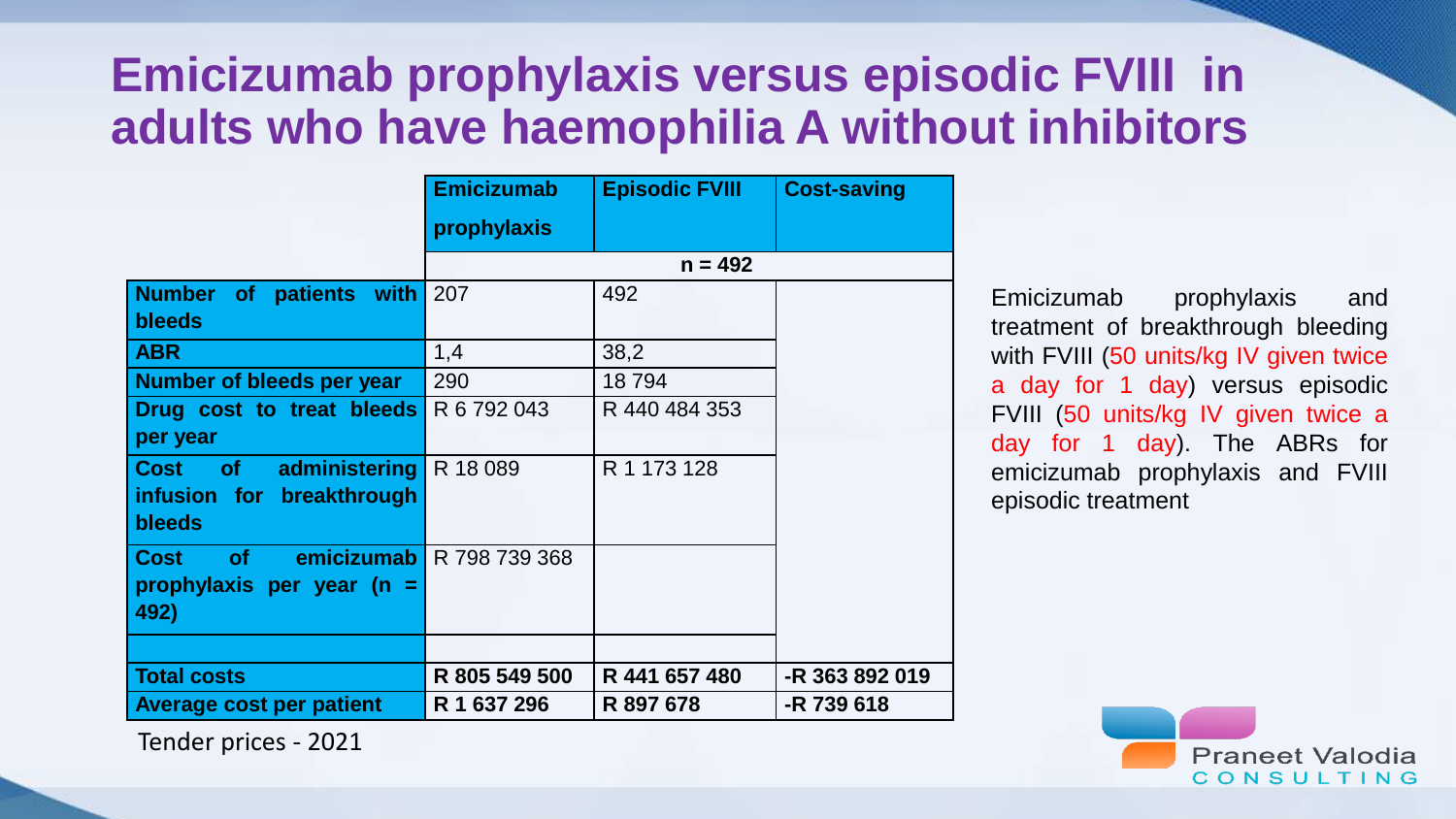# Emicizumab prophylaxis versus episodic FVIII in adults who have haemophilia A without inhibitors

| | Emicizumab prophylaxis | Episodic FVIII | Cost-saving |
|---|---|---|---|
| | n = 492 | | |
| **Number of patients with bleeds** | 207 | 492 | |
| **ABR** | 1,4 | 38,2 | |
| **Number of bleeds per year** | 290 | 18 794 | |
| **Drug cost to treat bleeds per year** | R 6 792 043 | R 440 484 353 | |
| **Cost of administering infusion for breakthrough bleeds** | R 18 089 | R 1 173 128 | |
| **Cost of emicizumab prophylaxis per year (n = 492)** | R 798 739 368 | | |
| | | | |
| **Total costs** | **R 805 549 500** | **R 441 657 480** | **-R 363 892 019** |
| **Average cost per patient** | **R 1 637 296** | **R 897 678** | **-R 739 618** |

Tender prices - 2021

Emicizumab prophylaxis and treatment of breakthrough bleeding with FVIII (50 units/kg IV given twice a day for 1 day) versus episodic FVIII (50 units/kg IV given twice a day for 1 day). The ABRs for emicizumab prophylaxis and FVIII episodic treatment

Praneet Valodia CONSULTING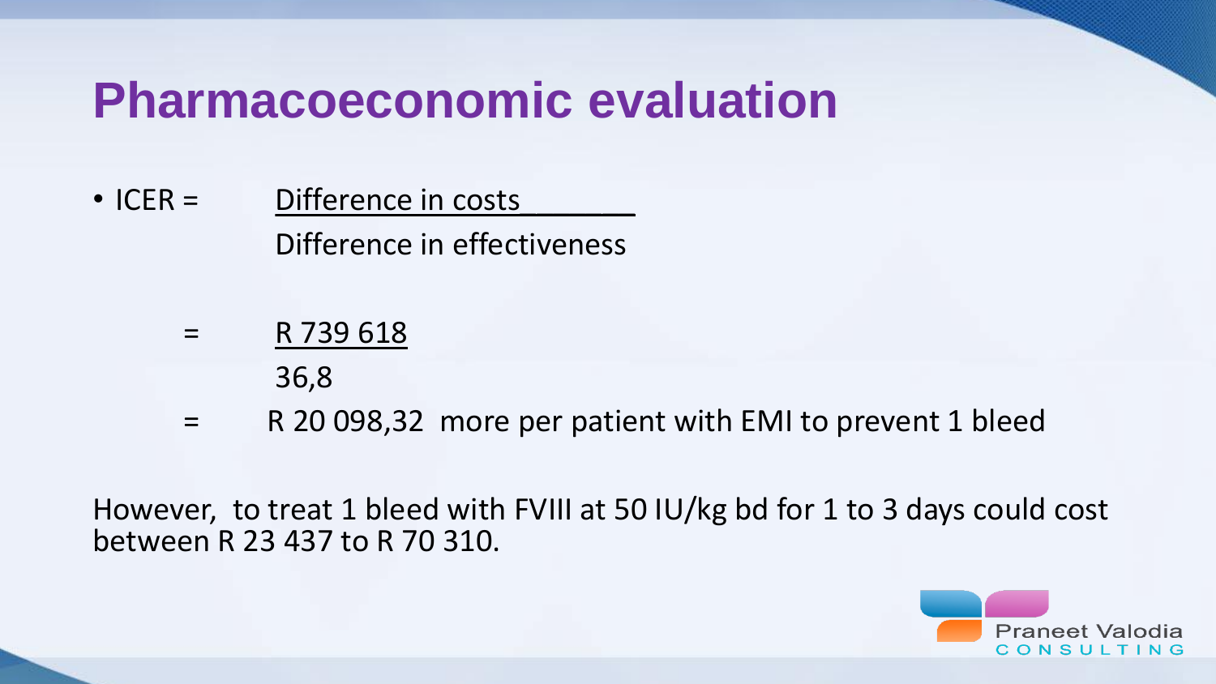# Pharmacoeconomic evaluation

- ICER = $\dfrac{\text{Difference in costs}}{\text{Difference in effectiveness}}$

  = $\dfrac{\text{R 739 618}}{36{,}8}$

  = R 20 098,32 more per patient with EMI to prevent 1 bleed

However, to treat 1 bleed with FVIII at 50 IU/kg bd for 1 to 3 days could cost between R 23 437 to R 70 310.

Praneet Valodia CONSULTING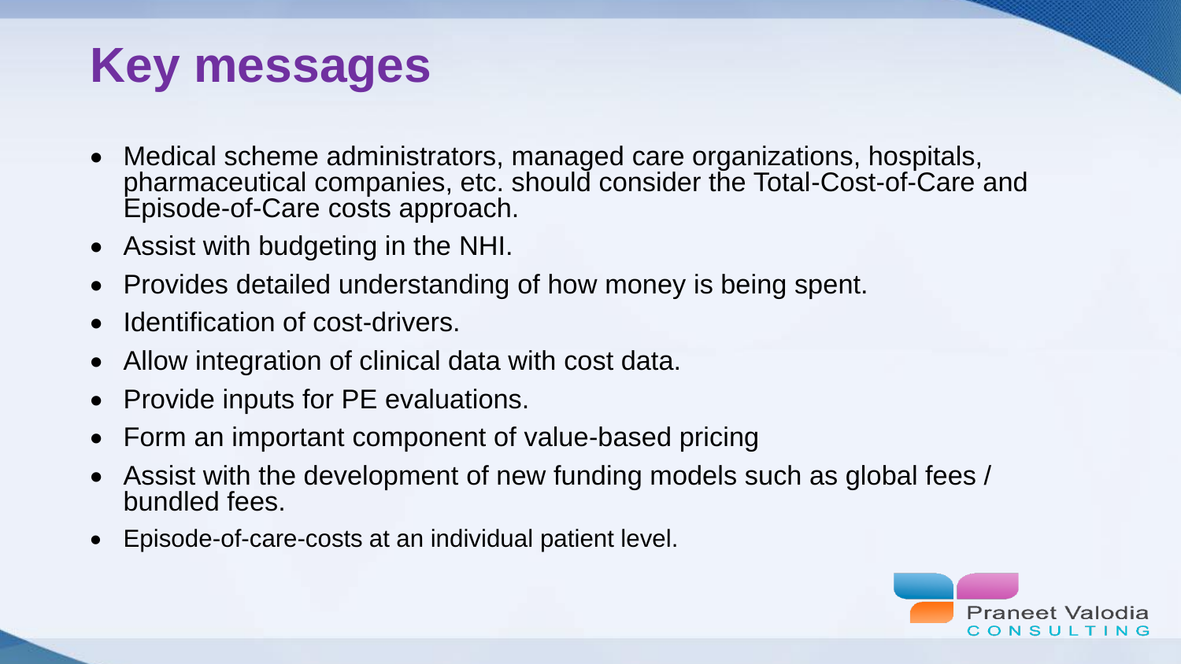# Key messages

- Medical scheme administrators, managed care organizations, hospitals, pharmaceutical companies, etc. should consider the Total-Cost-of-Care and Episode-of-Care costs approach.
- Assist with budgeting in the NHI.
- Provides detailed understanding of how money is being spent.
- Identification of cost-drivers.
- Allow integration of clinical data with cost data.
- Provide inputs for PE evaluations.
- Form an important component of value-based pricing
- Assist with the development of new funding models such as global fees / bundled fees.
- Episode-of-care-costs at an individual patient level.

Praneet Valodia
CONSULTING